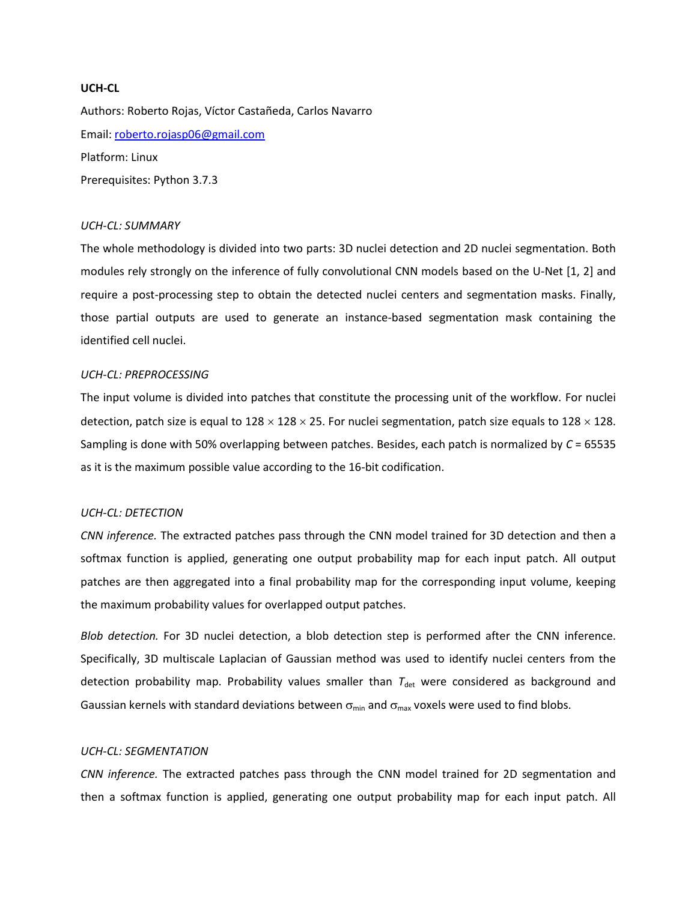**UCH-CL**

Authors: Roberto Rojas, Víctor Castañeda, Carlos Navarro

Email: roberto.rojasp06@gmail.com

Platform: Linux

Prerequisites: Python 3.7.3

*UCH-CL: SUMMARY*

The whole methodology is divided into two parts: 3D nuclei detection and 2D nuclei segmentation. Both modules rely strongly on the inference of fully convolutional CNN models based on the U-Net [1, 2] and require a post-processing step to obtain the detected nuclei centers and segmentation masks. Finally, those partial outputs are used to generate an instance-based segmentation mask containing the identified cell nuclei.

*UCH-CL: PREPROCESSING*

The input volume is divided into patches that constitute the processing unit of the workflow. For nuclei detection, patch size is equal to $128 \times 128 \times 25$. For nuclei segmentation, patch size equals to $128 \times 128$. Sampling is done with 50% overlapping between patches. Besides, each patch is normalized by $C = 65535$ as it is the maximum possible value according to the 16-bit codification.

*UCH-CL: DETECTION*

*CNN inference.* The extracted patches pass through the CNN model trained for 3D detection and then a softmax function is applied, generating one output probability map for each input patch. All output patches are then aggregated into a final probability map for the corresponding input volume, keeping the maximum probability values for overlapped output patches.

*Blob detection.* For 3D nuclei detection, a blob detection step is performed after the CNN inference. Specifically, 3D multiscale Laplacian of Gaussian method was used to identify nuclei centers from the detection probability map. Probability values smaller than $T_{\text{det}}$ were considered as background and Gaussian kernels with standard deviations between $\sigma_{\min}$ and $\sigma_{\max}$ voxels were used to find blobs.

*UCH-CL: SEGMENTATION*

*CNN inference.* The extracted patches pass through the CNN model trained for 2D segmentation and then a softmax function is applied, generating one output probability map for each input patch. All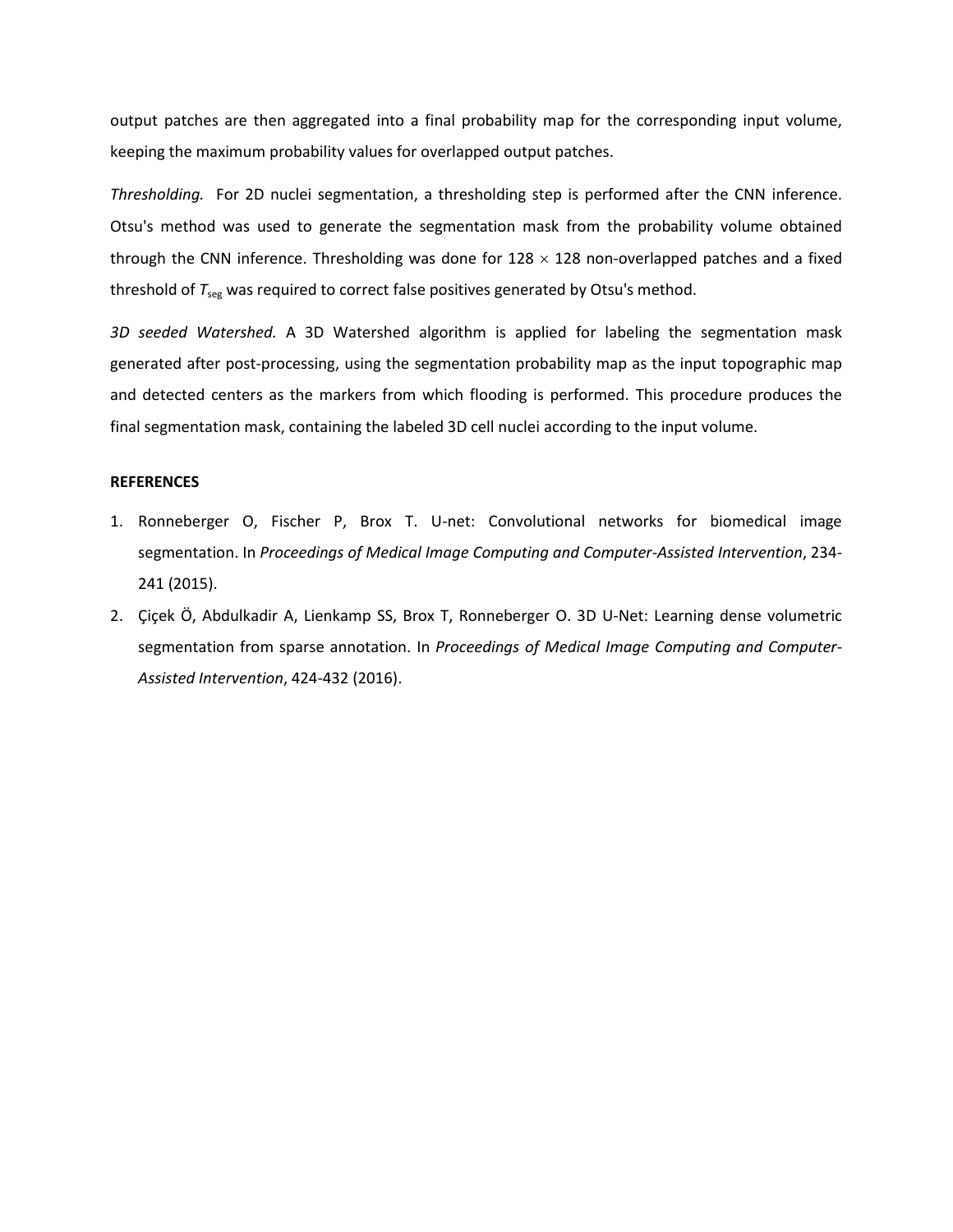output patches are then aggregated into a final probability map for the corresponding input volume, keeping the maximum probability values for overlapped output patches.

*Thresholding.* For 2D nuclei segmentation, a thresholding step is performed after the CNN inference. Otsu's method was used to generate the segmentation mask from the probability volume obtained through the CNN inference. Thresholding was done for $128 \times 128$ non-overlapped patches and a fixed threshold of $T_{seg}$ was required to correct false positives generated by Otsu's method.

*3D seeded Watershed.* A 3D Watershed algorithm is applied for labeling the segmentation mask generated after post-processing, using the segmentation probability map as the input topographic map and detected centers as the markers from which flooding is performed. This procedure produces the final segmentation mask, containing the labeled 3D cell nuclei according to the input volume.

**REFERENCES**

1. Ronneberger O, Fischer P, Brox T. U-net: Convolutional networks for biomedical image segmentation. In *Proceedings of Medical Image Computing and Computer-Assisted Intervention*, 234-241 (2015).
2. Çiçek Ö, Abdulkadir A, Lienkamp SS, Brox T, Ronneberger O. 3D U-Net: Learning dense volumetric segmentation from sparse annotation. In *Proceedings of Medical Image Computing and Computer-Assisted Intervention*, 424-432 (2016).